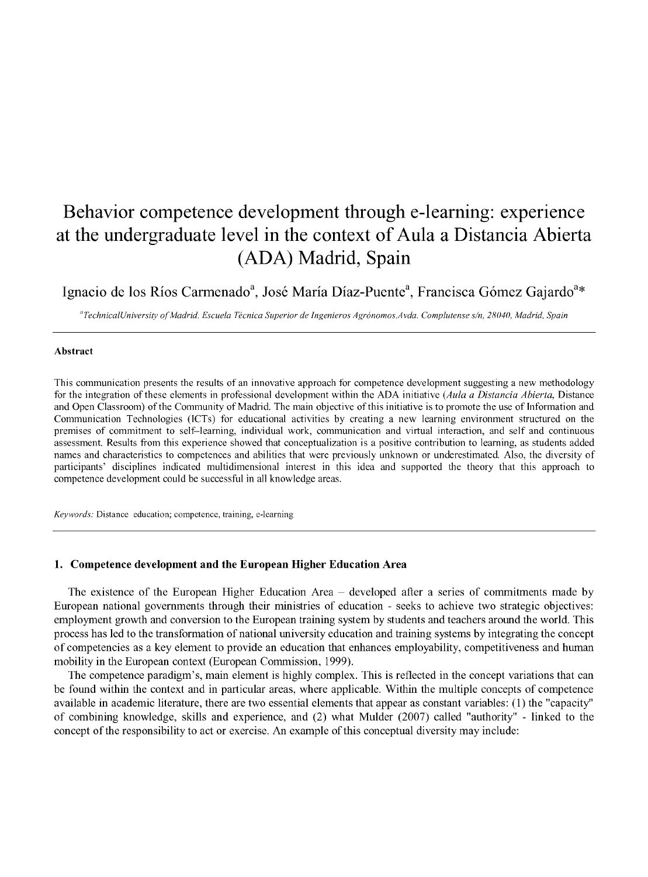# Behavior competence development through e-learning: experience at the undergraduate level in the context of Aula a Distancia Abierta (ADA) Madrid, Spain

Ignacio de los Ríos Carmenado[a], José María Díaz-Puente[a], Francisca Gómez Gajardo[a]*

[a]*TechnicalUniversity of Madrid, Escuela Técnica Superior de Ingenieros Agrónomos,Avda. Complutense s/n, 28040, Madrid, Spain*

---

**Abstract**

This communication presents the results of an innovative approach for competence development suggesting a new methodology for the integration of these elements in professional development within the ADA initiative (*Aula a Distancia Abierta*, Distance and Open Classroom) of the Community of Madrid. The main objective of this initiative is to promote the use of Information and Communication Technologies (ICTs) for educational activities by creating a new learning environment structured on the premises of commitment to self–learning, individual work, communication and virtual interaction, and self and continuous assessment. Results from this experience showed that conceptualization is a positive contribution to learning, as students added names and characteristics to competences and abilities that were previously unknown or underestimated. Also, the diversity of participants' disciplines indicated multidimensional interest in this idea and supported the theory that this approach to competence development could be successful in all knowledge areas.

*Keywords:* Distance education; competence, training, e-learning

---

## 1. Competence development and the European Higher Education Area

The existence of the European Higher Education Area – developed after a series of commitments made by European national governments through their ministries of education - seeks to achieve two strategic objectives: employment growth and conversion to the European training system by students and teachers around the world. This process has led to the transformation of national university education and training systems by integrating the concept of competencies as a key element to provide an education that enhances employability, competitiveness and human mobility in the European context (European Commission, 1999).

The competence paradigm's, main element is highly complex. This is reflected in the concept variations that can be found within the context and in particular areas, where applicable. Within the multiple concepts of competence available in academic literature, there are two essential elements that appear as constant variables: (1) the "capacity" of combining knowledge, skills and experience, and (2) what Mulder (2007) called "authority" - linked to the concept of the responsibility to act or exercise. An example of this conceptual diversity may include: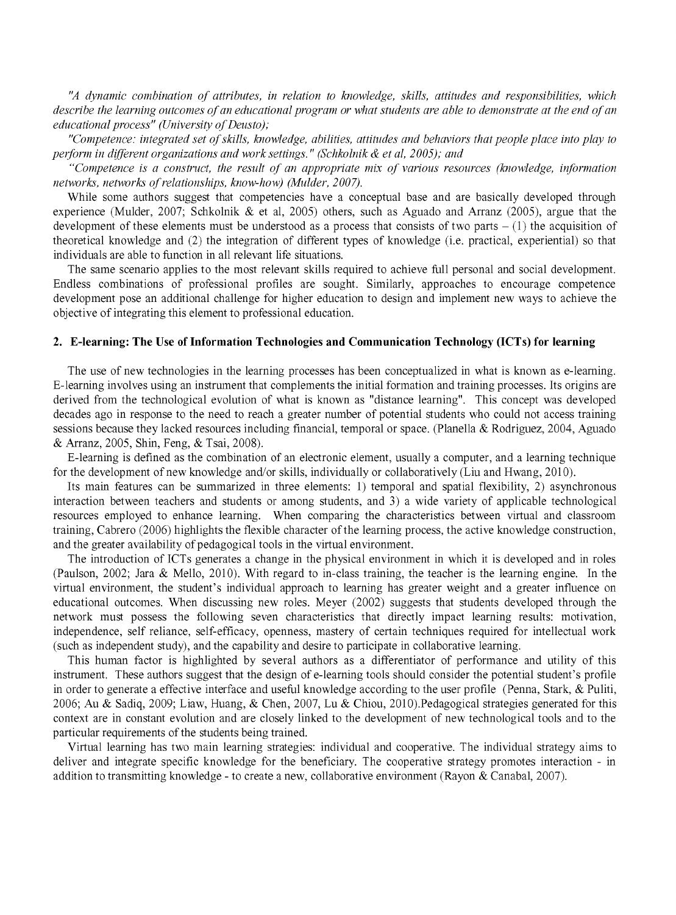*"A dynamic combination of attributes, in relation to knowledge, skills, attitudes and responsibilities, which describe the learning outcomes of an educational program or what students are able to demonstrate at the end of an educational process" (University of Deusto);*

*"Competence: integrated set of skills, knowledge, abilities, attitudes and behaviors that people place into play to perform in different organizations and work settings." (Schkolnik & et al, 2005); and*

*"Competence is a construct, the result of an appropriate mix of various resources (knowledge, information networks, networks of relationships, know-how) (Mulder, 2007).*

While some authors suggest that competencies have a conceptual base and are basically developed through experience (Mulder, 2007; Schkolnik & et al, 2005) others, such as Aguado and Arranz (2005), argue that the development of these elements must be understood as a process that consists of two parts – (1) the acquisition of theoretical knowledge and (2) the integration of different types of knowledge (i.e. practical, experiential) so that individuals are able to function in all relevant life situations.

The same scenario applies to the most relevant skills required to achieve full personal and social development. Endless combinations of professional profiles are sought. Similarly, approaches to encourage competence development pose an additional challenge for higher education to design and implement new ways to achieve the objective of integrating this element to professional education.

## 2. E-learning: The Use of Information Technologies and Communication Technology (ICTs) for learning

The use of new technologies in the learning processes has been conceptualized in what is known as e-learning. E-learning involves using an instrument that complements the initial formation and training processes. Its origins are derived from the technological evolution of what is known as "distance learning". This concept was developed decades ago in response to the need to reach a greater number of potential students who could not access training sessions because they lacked resources including financial, temporal or space. (Planella & Rodriguez, 2004, Aguado & Arranz, 2005, Shin, Feng, & Tsai, 2008).

E-learning is defined as the combination of an electronic element, usually a computer, and a learning technique for the development of new knowledge and/or skills, individually or collaboratively (Liu and Hwang, 2010).

Its main features can be summarized in three elements: 1) temporal and spatial flexibility, 2) asynchronous interaction between teachers and students or among students, and 3) a wide variety of applicable technological resources employed to enhance learning. When comparing the characteristics between virtual and classroom training, Cabrero (2006) highlights the flexible character of the learning process, the active knowledge construction, and the greater availability of pedagogical tools in the virtual environment.

The introduction of ICTs generates a change in the physical environment in which it is developed and in roles (Paulson, 2002; Jara & Mello, 2010). With regard to in-class training, the teacher is the learning engine. In the virtual environment, the student's individual approach to learning has greater weight and a greater influence on educational outcomes. When discussing new roles. Meyer (2002) suggests that students developed through the network must possess the following seven characteristics that directly impact learning results: motivation, independence, self reliance, self-efficacy, openness, mastery of certain techniques required for intellectual work (such as independent study), and the capability and desire to participate in collaborative learning.

This human factor is highlighted by several authors as a differentiator of performance and utility of this instrument. These authors suggest that the design of e-learning tools should consider the potential student's profile in order to generate a effective interface and useful knowledge according to the user profile (Penna, Stark, & Puliti, 2006; Au & Sadiq, 2009; Liaw, Huang, & Chen, 2007, Lu & Chiou, 2010).Pedagogical strategies generated for this context are in constant evolution and are closely linked to the development of new technological tools and to the particular requirements of the students being trained.

Virtual learning has two main learning strategies: individual and cooperative. The individual strategy aims to deliver and integrate specific knowledge for the beneficiary. The cooperative strategy promotes interaction - in addition to transmitting knowledge - to create a new, collaborative environment (Rayon & Canabal, 2007).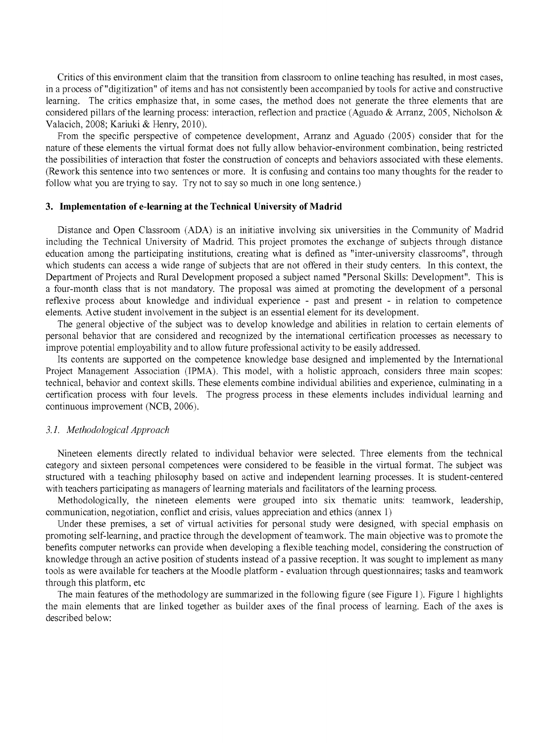Critics of this environment claim that the transition from classroom to online teaching has resulted, in most cases, in a process of "digitization" of items and has not consistently been accompanied by tools for active and constructive learning. The critics emphasize that, in some cases, the method does not generate the three elements that are considered pillars of the learning process: interaction, reflection and practice (Aguado & Arranz, 2005, Nicholson & Valacich, 2008; Kariuki & Henry, 2010).

From the specific perspective of competence development, Arranz and Aguado (2005) consider that for the nature of these elements the virtual format does not fully allow behavior-environment combination, being restricted the possibilities of interaction that foster the construction of concepts and behaviors associated with these elements. (Rework this sentence into two sentences or more. It is confusing and contains too many thoughts for the reader to follow what you are trying to say. Try not to say so much in one long sentence.)

## 3. Implementation of e-learning at the Technical University of Madrid

Distance and Open Classroom (ADA) is an initiative involving six universities in the Community of Madrid including the Technical University of Madrid. This project promotes the exchange of subjects through distance education among the participating institutions, creating what is defined as "inter-university classrooms", through which students can access a wide range of subjects that are not offered in their study centers. In this context, the Department of Projects and Rural Development proposed a subject named "Personal Skills: Development". This is a four-month class that is not mandatory. The proposal was aimed at promoting the development of a personal reflexive process about knowledge and individual experience - past and present - in relation to competence elements. Active student involvement in the subject is an essential element for its development.

The general objective of the subject was to develop knowledge and abilities in relation to certain elements of personal behavior that are considered and recognized by the international certification processes as necessary to improve potential employability and to allow future professional activity to be easily addressed.

Its contents are supported on the competence knowledge base designed and implemented by the International Project Management Association (IPMA). This model, with a holistic approach, considers three main scopes: technical, behavior and context skills. These elements combine individual abilities and experience, culminating in a certification process with four levels. The progress process in these elements includes individual learning and continuous improvement (NCB, 2006).

### *3.1. Methodological Approach*

Nineteen elements directly related to individual behavior were selected. Three elements from the technical category and sixteen personal competences were considered to be feasible in the virtual format. The subject was structured with a teaching philosophy based on active and independent learning processes. It is student-centered with teachers participating as managers of learning materials and facilitators of the learning process.

Methodologically, the nineteen elements were grouped into six thematic units: teamwork, leadership, communication, negotiation, conflict and crisis, values appreciation and ethics (annex 1)

Under these premises, a set of virtual activities for personal study were designed, with special emphasis on promoting self-learning, and practice through the development of teamwork. The main objective was to promote the benefits computer networks can provide when developing a flexible teaching model, considering the construction of knowledge through an active position of students instead of a passive reception. It was sought to implement as many tools as were available for teachers at the Moodle platform - evaluation through questionnaires; tasks and teamwork through this platform, etc

The main features of the methodology are summarized in the following figure (see Figure 1). Figure 1 highlights the main elements that are linked together as builder axes of the final process of learning. Each of the axes is described below: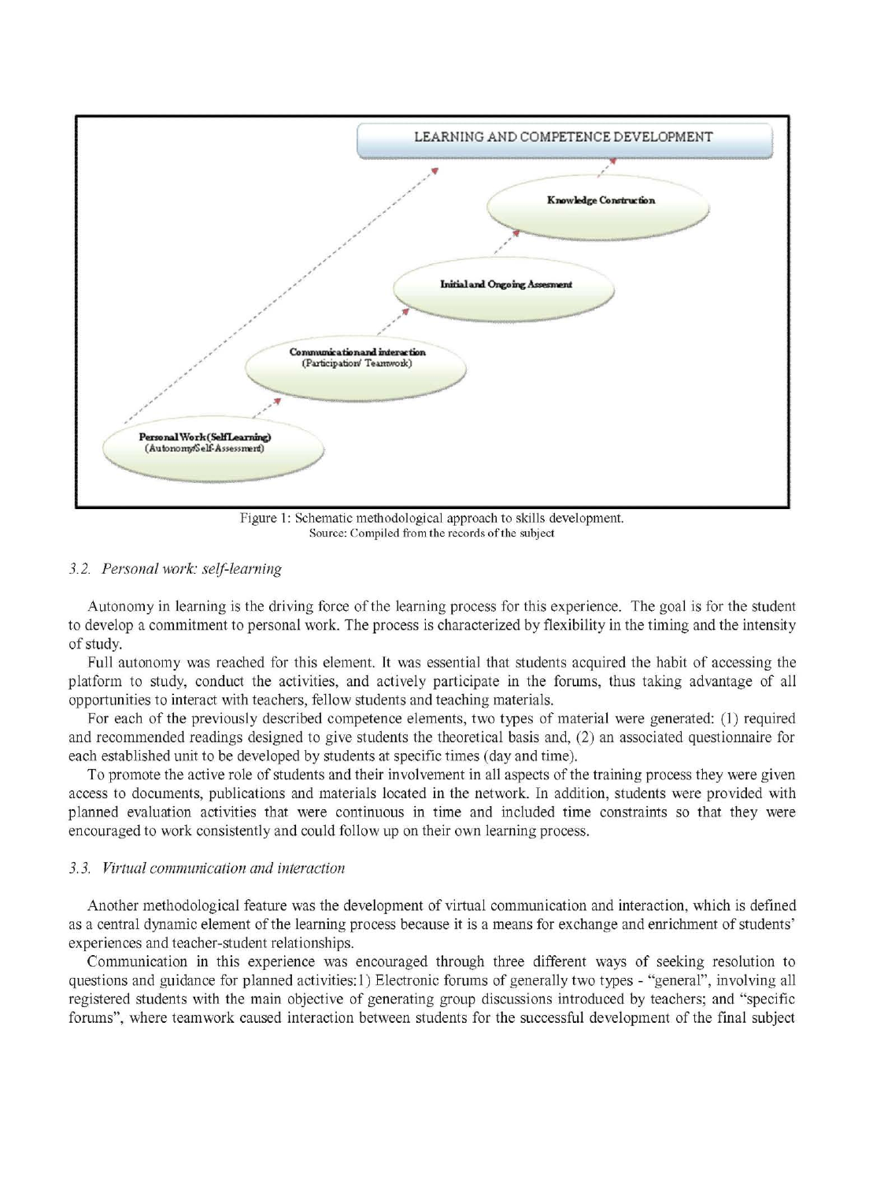LEARNING AND COMPETENCE DEVELOPMENT

Knowledge Construction

Initial and Ongoing Assesment

Communication and interaction
(Participation/ Teamwork)

Personal Work (SelfLearning)
(Autonomy/Self-Assessment)

Figure 1: Schematic methodological approach to skills development.
Source: Compiled from the records of the subject

### 3.2. *Personal work: self-learning*

Autonomy in learning is the driving force of the learning process for this experience. The goal is for the student to develop a commitment to personal work. The process is characterized by flexibility in the timing and the intensity of study.

Full autonomy was reached for this element. It was essential that students acquired the habit of accessing the platform to study, conduct the activities, and actively participate in the forums, thus taking advantage of all opportunities to interact with teachers, fellow students and teaching materials.

For each of the previously described competence elements, two types of material were generated: (1) required and recommended readings designed to give students the theoretical basis and, (2) an associated questionnaire for each established unit to be developed by students at specific times (day and time).

To promote the active role of students and their involvement in all aspects of the training process they were given access to documents, publications and materials located in the network. In addition, students were provided with planned evaluation activities that were continuous in time and included time constraints so that they were encouraged to work consistently and could follow up on their own learning process.

### 3.3. *Virtual communication and interaction*

Another methodological feature was the development of virtual communication and interaction, which is defined as a central dynamic element of the learning process because it is a means for exchange and enrichment of students' experiences and teacher-student relationships.

Communication in this experience was encouraged through three different ways of seeking resolution to questions and guidance for planned activities: 1) Electronic forums of generally two types - "general", involving all registered students with the main objective of generating group discussions introduced by teachers; and "specific forums", where teamwork caused interaction between students for the successful development of the final subject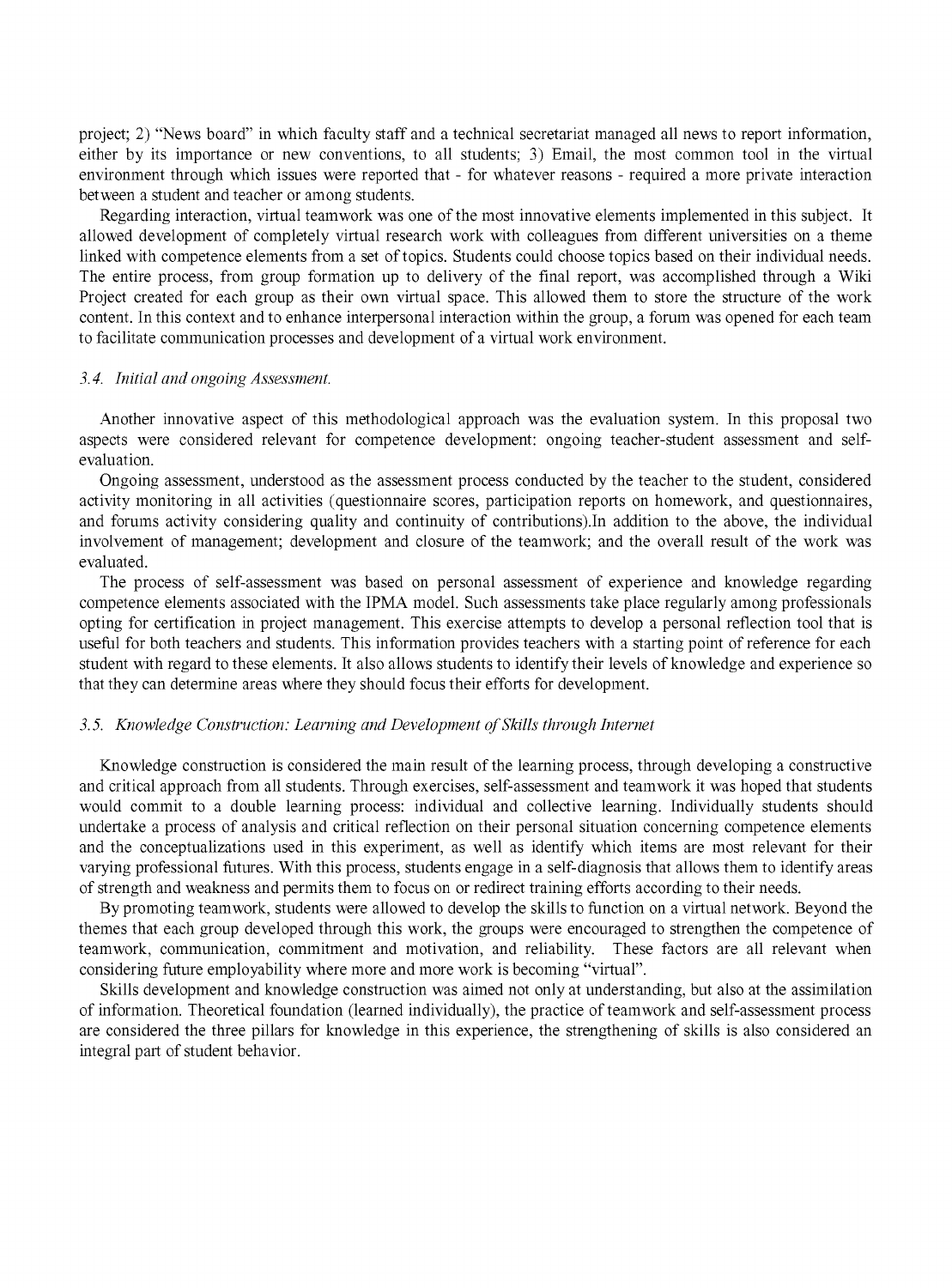project; 2) "News board" in which faculty staff and a technical secretariat managed all news to report information, either by its importance or new conventions, to all students; 3) Email, the most common tool in the virtual environment through which issues were reported that - for whatever reasons - required a more private interaction between a student and teacher or among students.

Regarding interaction, virtual teamwork was one of the most innovative elements implemented in this subject. It allowed development of completely virtual research work with colleagues from different universities on a theme linked with competence elements from a set of topics. Students could choose topics based on their individual needs. The entire process, from group formation up to delivery of the final report, was accomplished through a Wiki Project created for each group as their own virtual space. This allowed them to store the structure of the work content. In this context and to enhance interpersonal interaction within the group, a forum was opened for each team to facilitate communication processes and development of a virtual work environment.

### *3.4. Initial and ongoing Assessment.*

Another innovative aspect of this methodological approach was the evaluation system. In this proposal two aspects were considered relevant for competence development: ongoing teacher-student assessment and self-evaluation.

Ongoing assessment, understood as the assessment process conducted by the teacher to the student, considered activity monitoring in all activities (questionnaire scores, participation reports on homework, and questionnaires, and forums activity considering quality and continuity of contributions).In addition to the above, the individual involvement of management; development and closure of the teamwork; and the overall result of the work was evaluated.

The process of self-assessment was based on personal assessment of experience and knowledge regarding competence elements associated with the IPMA model. Such assessments take place regularly among professionals opting for certification in project management. This exercise attempts to develop a personal reflection tool that is useful for both teachers and students. This information provides teachers with a starting point of reference for each student with regard to these elements. It also allows students to identify their levels of knowledge and experience so that they can determine areas where they should focus their efforts for development.

### *3.5. Knowledge Construction: Learning and Development of Skills through Internet*

Knowledge construction is considered the main result of the learning process, through developing a constructive and critical approach from all students. Through exercises, self-assessment and teamwork it was hoped that students would commit to a double learning process: individual and collective learning. Individually students should undertake a process of analysis and critical reflection on their personal situation concerning competence elements and the conceptualizations used in this experiment, as well as identify which items are most relevant for their varying professional futures. With this process, students engage in a self-diagnosis that allows them to identify areas of strength and weakness and permits them to focus on or redirect training efforts according to their needs.

By promoting teamwork, students were allowed to develop the skills to function on a virtual network. Beyond the themes that each group developed through this work, the groups were encouraged to strengthen the competence of teamwork, communication, commitment and motivation, and reliability. These factors are all relevant when considering future employability where more and more work is becoming "virtual".

Skills development and knowledge construction was aimed not only at understanding, but also at the assimilation of information. Theoretical foundation (learned individually), the practice of teamwork and self-assessment process are considered the three pillars for knowledge in this experience, the strengthening of skills is also considered an integral part of student behavior.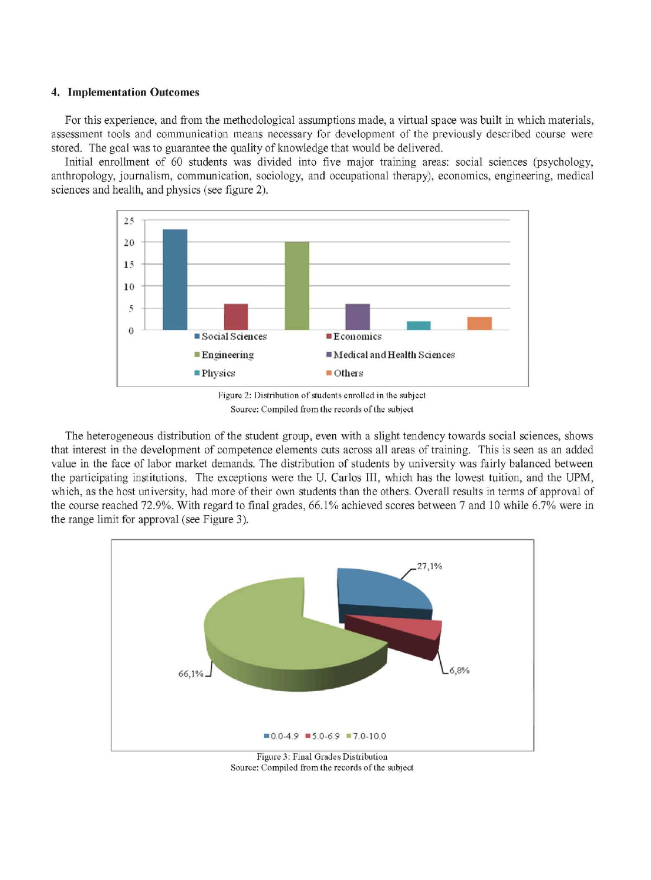## 4. Implementation Outcomes

For this experience, and from the methodological assumptions made, a virtual space was built in which materials, assessment tools and communication means necessary for development of the previously described course were stored. The goal was to guarantee the quality of knowledge that would be delivered.

Initial enrollment of 60 students was divided into five major training areas: social sciences (psychology, anthropology, journalism, communication, sociology, and occupational therapy), economics, engineering, medical sciences and health, and physics (see figure 2).

Figure 2: Distribution of students enrolled in the subject
Source: Compiled from the records of the subject

The heterogeneous distribution of the student group, even with a slight tendency towards social sciences, shows that interest in the development of competence elements cuts across all areas of training. This is seen as an added value in the face of labor market demands. The distribution of students by university was fairly balanced between the participating institutions. The exceptions were the U. Carlos III, which has the lowest tuition, and the UPM, which, as the host university, had more of their own students than the others. Overall results in terms of approval of the course reached 72.9%. With regard to final grades, 66.1% achieved scores between 7 and 10 while 6.7% were in the range limit for approval (see Figure 3).

Figure 3: Final Grades Distribution
Source: Compiled from the records of the subject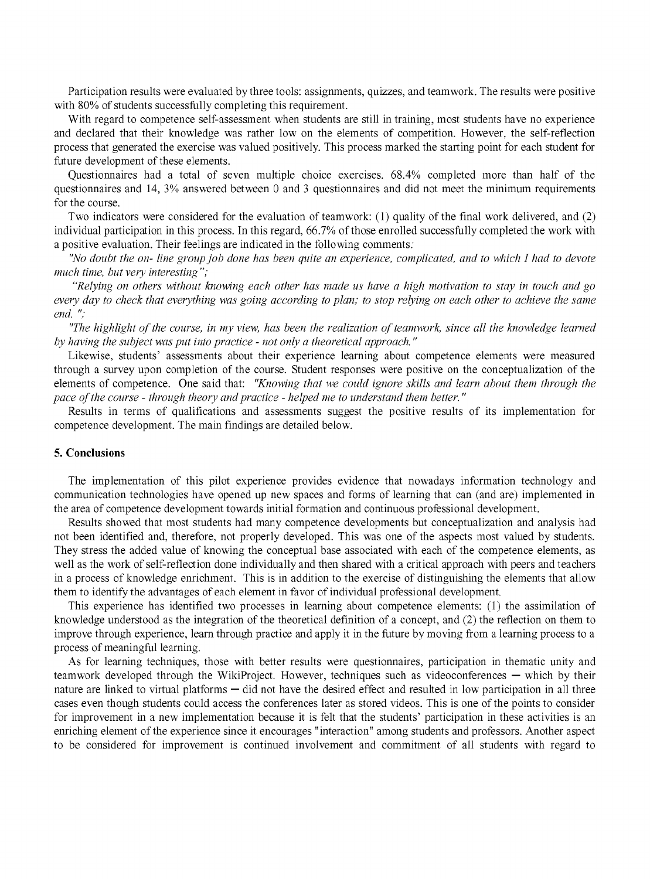Participation results were evaluated by three tools: assignments, quizzes, and teamwork. The results were positive with 80% of students successfully completing this requirement.

With regard to competence self-assessment when students are still in training, most students have no experience and declared that their knowledge was rather low on the elements of competition. However, the self-reflection process that generated the exercise was valued positively. This process marked the starting point for each student for future development of these elements.

Questionnaires had a total of seven multiple choice exercises. 68.4% completed more than half of the questionnaires and 14, 3% answered between 0 and 3 questionnaires and did not meet the minimum requirements for the course.

Two indicators were considered for the evaluation of teamwork: (1) quality of the final work delivered, and (2) individual participation in this process. In this regard, 66.7% of those enrolled successfully completed the work with a positive evaluation. Their feelings are indicated in the following comments:

*"No doubt the on- line group job done has been quite an experience, complicated, and to which I had to devote much time, but very interesting";*

*"Relying on others without knowing each other has made us have a high motivation to stay in touch and go every day to check that everything was going according to plan; to stop relying on each other to achieve the same end. ";*

*"The highlight of the course, in my view, has been the realization of teamwork, since all the knowledge learned by having the subject was put into practice - not only a theoretical approach."*

Likewise, students' assessments about their experience learning about competence elements were measured through a survey upon completion of the course. Student responses were positive on the conceptualization of the elements of competence. One said that: *"Knowing that we could ignore skills and learn about them through the pace of the course - through theory and practice - helped me to understand them better."*

Results in terms of qualifications and assessments suggest the positive results of its implementation for competence development. The main findings are detailed below.

## 5. Conclusions

The implementation of this pilot experience provides evidence that nowadays information technology and communication technologies have opened up new spaces and forms of learning that can (and are) implemented in the area of competence development towards initial formation and continuous professional development.

Results showed that most students had many competence developments but conceptualization and analysis had not been identified and, therefore, not properly developed. This was one of the aspects most valued by students. They stress the added value of knowing the conceptual base associated with each of the competence elements, as well as the work of self-reflection done individually and then shared with a critical approach with peers and teachers in a process of knowledge enrichment. This is in addition to the exercise of distinguishing the elements that allow them to identify the advantages of each element in favor of individual professional development.

This experience has identified two processes in learning about competence elements: (1) the assimilation of knowledge understood as the integration of the theoretical definition of a concept, and (2) the reflection on them to improve through experience, learn through practice and apply it in the future by moving from a learning process to a process of meaningful learning.

As for learning techniques, those with better results were questionnaires, participation in thematic unity and teamwork developed through the WikiProject. However, techniques such as videoconferences — which by their nature are linked to virtual platforms — did not have the desired effect and resulted in low participation in all three cases even though students could access the conferences later as stored videos. This is one of the points to consider for improvement in a new implementation because it is felt that the students' participation in these activities is an enriching element of the experience since it encourages "interaction" among students and professors. Another aspect to be considered for improvement is continued involvement and commitment of all students with regard to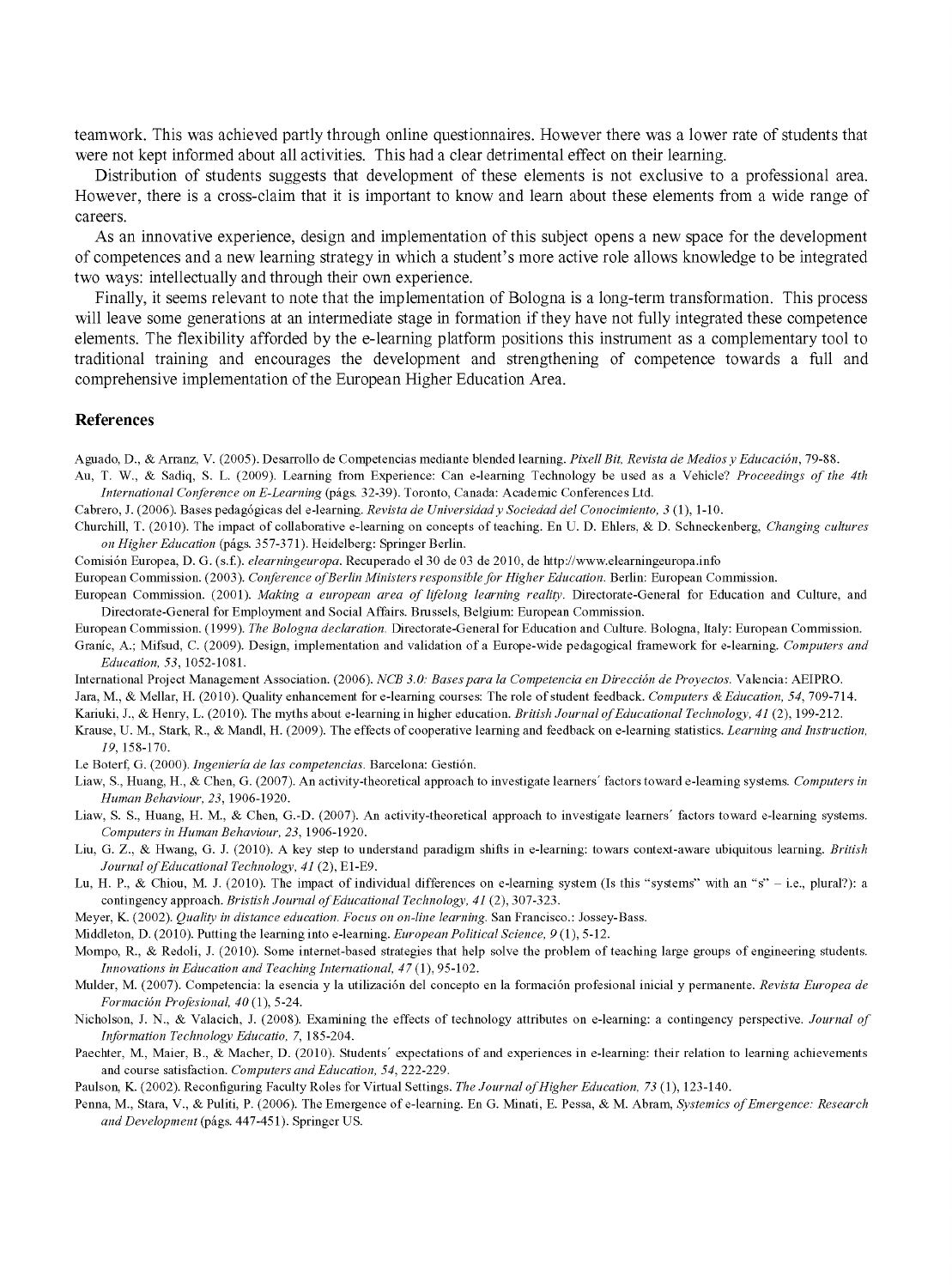teamwork. This was achieved partly through online questionnaires. However there was a lower rate of students that were not kept informed about all activities. This had a clear detrimental effect on their learning.

Distribution of students suggests that development of these elements is not exclusive to a professional area. However, there is a cross-claim that it is important to know and learn about these elements from a wide range of careers.

As an innovative experience, design and implementation of this subject opens a new space for the development of competences and a new learning strategy in which a student's more active role allows knowledge to be integrated two ways: intellectually and through their own experience.

Finally, it seems relevant to note that the implementation of Bologna is a long-term transformation. This process will leave some generations at an intermediate stage in formation if they have not fully integrated these competence elements. The flexibility afforded by the e-learning platform positions this instrument as a complementary tool to traditional training and encourages the development and strengthening of competence towards a full and comprehensive implementation of the European Higher Education Area.

## References

Aguado, D., & Arranz, V. (2005). Desarrollo de Competencias mediante blended learning. *Pixell Bit, Revista de Medios y Educación*, 79-88.

Au, T. W., & Sadiq, S. L. (2009). Learning from Experience: Can e-learning Technology be used as a Vehicle? *Proceedings of the 4th International Conference on E-Learning* (págs. 32-39). Toronto, Canada: Academic Conferences Ltd.

Cabrero, J. (2006). Bases pedagógicas del e-learning. *Revista de Universidad y Sociedad del Conocimiento, 3* (1), 1-10.

Churchill, T. (2010). The impact of collaborative e-learning on concepts of teaching. En U. D. Ehlers, & D. Schneckenberg, *Changing cultures on Higher Education* (págs. 357-371). Heidelberg: Springer Berlin.

Comisión Europea, D. G. (s.f.). *elearningeuropa*. Recuperado el 30 de 03 de 2010, de http://www.elearningeuropa.info

European Commission. (2003). *Conference of Berlin Ministers responsible for Higher Education*. Berlin: European Commission.

European Commission. (2001). *Making a european area of lifelong learning reality*. Directorate-General for Education and Culture, and Directorate-General for Employment and Social Affairs. Brussels, Belgium: European Commission.

European Commission. (1999). *The Bologna declaration*. Directorate-General for Education and Culture. Bologna, Italy: European Commission.

Granic, A.; Mifsud, C. (2009). Design, implementation and validation of a Europe-wide pedagogical framework for e-learning. *Computers and Education, 53*, 1052-1081.

International Project Management Association. (2006). *NCB 3.0: Bases para la Competencia en Dirección de Proyectos*. Valencia: AEIPRO.

Jara, M., & Mellar, H. (2010). Quality enhancement for e-learning courses: The role of student feedback. *Computers & Education, 54*, 709-714.

Kariuki, J., & Henry, L. (2010). The myths about e-learning in higher education. *British Journal of Educational Technology, 41* (2), 199-212.

Krause, U. M., Stark, R., & Mandl, H. (2009). The effects of cooperative learning and feedback on e-learning statistics. *Learning and Instruction, 19*, 158-170.

Le Boterf, G. (2000). *Ingeniería de las competencias*. Barcelona: Gestión.

Liaw, S., Huang, H., & Chen, G. (2007). An activity-theoretical approach to investigate learners' factors toward e-learning systems. *Computers in Human Behaviour, 23*, 1906-1920.

Liaw, S. S., Huang, H. M., & Chen, G.-D. (2007). An activity-theoretical approach to investigate learners' factors toward e-learning systems. *Computers in Human Behaviour, 23*, 1906-1920.

Liu, G. Z., & Hwang, G. J. (2010). A key step to understand paradigm shifts in e-learning: towars context-aware ubiquitous learning. *British Journal of Educational Technology, 41* (2), E1-E9.

Lu, H. P., & Chiou, M. J. (2010). The impact of individual differences on e-learning system (Is this "systems" with an "s" – i.e., plural?): a contingency approach. *Bristish Journal of Educational Technology, 41* (2), 307-323.

Meyer, K. (2002). *Quality in distance education. Focus on on-line learning*. San Francisco.: Jossey-Bass.

Middleton, D. (2010). Putting the learning into e-learning. *European Political Science, 9* (1), 5-12.

Mompo, R., & Redoli, J. (2010). Some internet-based strategies that help solve the problem of teaching large groups of engineering students. *Innovations in Education and Teaching International, 47* (1), 95-102.

Mulder, M. (2007). Competencia: la esencia y la utilización del concepto en la formación profesional inicial y permanente. *Revista Europea de Formación Profesional, 40* (1), 5-24.

Nicholson, J. N., & Valacich, J. (2008). Examining the effects of technology attributes on e-learning: a contingency perspective. *Journal of Information Technology Educatio, 7*, 185-204.

Paechter, M., Maier, B., & Macher, D. (2010). Students' expectations of and experiences in e-learning: their relation to learning achievements and course satisfaction. *Computers and Education, 54*, 222-229.

Paulson, K. (2002). Reconfiguring Faculty Roles for Virtual Settings. *The Journal of Higher Education, 73* (1), 123-140.

Penna, M., Stara, V., & Puliti, P. (2006). The Emergence of e-learning. En G. Minati, E. Pessa, & M. Abram, *Systemics of Emergence: Research and Development* (págs. 447-451). Springer US.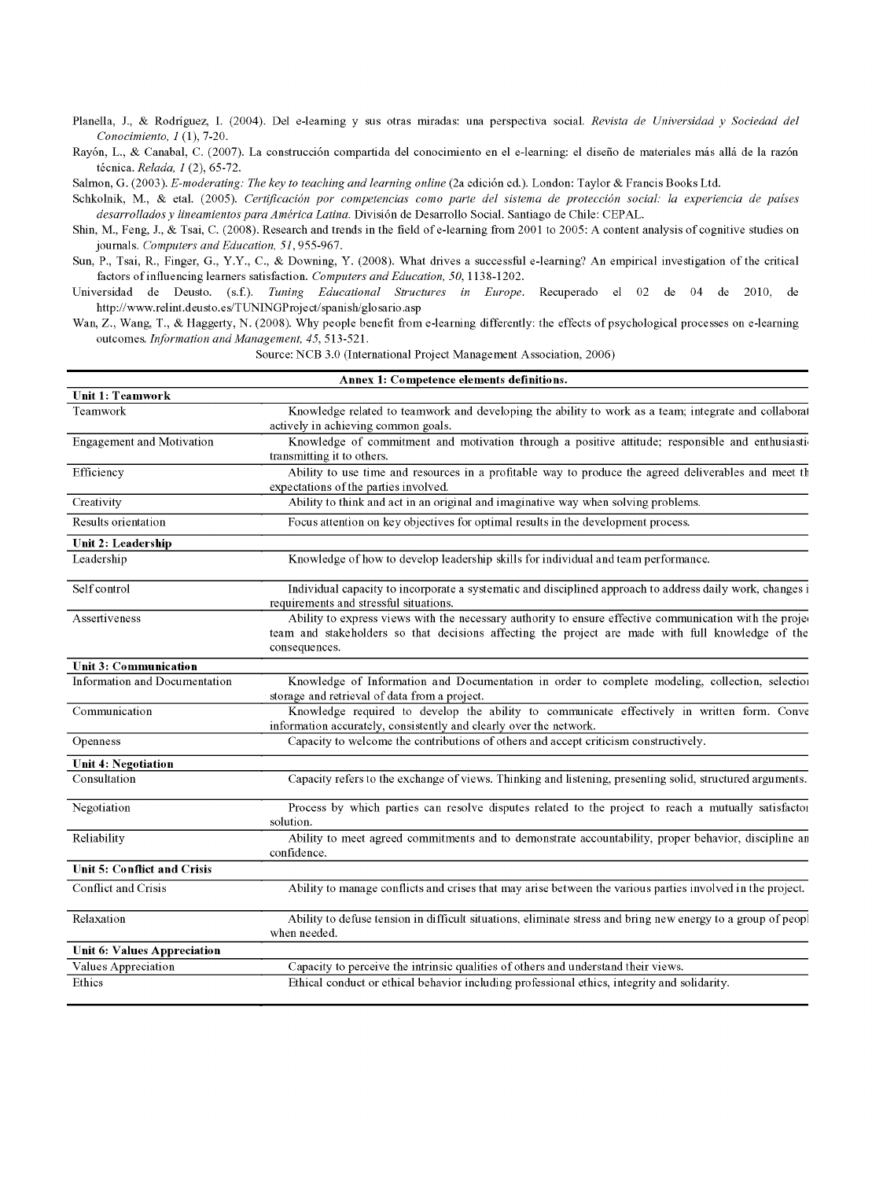Planella, J., & Rodríguez, I. (2004). Del e-learning y sus otras miradas: una perspectiva social. *Revista de Universidad y Sociedad del Conocimiento, 1* (1), 7-20.

Rayón, L., & Canabal, C. (2007). La construcción compartida del conocimiento en el e-learning: el diseño de materiales más allá de la razón técnica. *Relada, 1* (2), 65-72.

Salmon, G. (2003). *E-moderating: The key to teaching and learning online* (2a edición ed.). London: Taylor & Francis Books Ltd.

Schkolnik, M., & etal. (2005). *Certificación por competencias como parte del sistema de protección social: la experiencia de países desarrollados y lineamientos para América Latina.* División de Desarrollo Social. Santiago de Chile: CEPAL.

Shin, M., Feng, J., & Tsai, C. (2008). Research and trends in the field of e-learning from 2001 to 2005: A content analysis of cognitive studies on journals. *Computers and Education, 51*, 955-967.

Sun, P., Tsai, R., Finger, G., Y.Y., C., & Downing, Y. (2008). What drives a successful e-learning? An empirical investigation of the critical factors of influencing learners satisfaction. *Computers and Education, 50*, 1138-1202.

Universidad de Deusto. (s.f.). *Tuning Educational Structures in Europe*. Recuperado el 02 de 04 de 2010, de http://www.relint.deusto.es/TUNINGProject/spanish/glosario.asp

Wan, Z., Wang, T., & Haggerty, N. (2008). Why people benefit from e-learning differently: the effects of psychological processes on e-learning outcomes. *Information and Management, 45*, 513-521.

Source: NCB 3.0 (International Project Management Association, 2006)

**Annex 1: Competence elements definitions.**

| | |
|---|---|
| **Unit 1: Teamwork** | |
| Teamwork | Knowledge related to teamwork and developing the ability to work as a team; integrate and collaborat actively in achieving common goals. |
| Engagement and Motivation | Knowledge of commitment and motivation through a positive attitude; responsible and enthusiasti transmitting it to others. |
| Efficiency | Ability to use time and resources in a profitable way to produce the agreed deliverables and meet th expectations of the parties involved. |
| Creativity | Ability to think and act in an original and imaginative way when solving problems. |
| Results orientation | Focus attention on key objectives for optimal results in the development process. |
| **Unit 2: Leadership** | |
| Leadership | Knowledge of how to develop leadership skills for individual and team performance. |
| Self control | Individual capacity to incorporate a systematic and disciplined approach to address daily work, changes i requirements and stressful situations. |
| Assertiveness | Ability to express views with the necessary authority to ensure effective communication with the proje team and stakeholders so that decisions affecting the project are made with full knowledge of the consequences. |
| **Unit 3: Communication** | |
| Information and Documentation | Knowledge of Information and Documentation in order to complete modeling, collection, selectio storage and retrieval of data from a project. |
| Communication | Knowledge required to develop the ability to communicate effectively in written form. Conve information accurately, consistently and clearly over the network. |
| Openness | Capacity to welcome the contributions of others and accept criticism constructively. |
| **Unit 4: Negotiation** | |
| Consultation | Capacity refers to the exchange of views. Thinking and listening, presenting solid, structured arguments. |
| Negotiation | Process by which parties can resolve disputes related to the project to reach a mutually satisfactor solution. |
| Reliability | Ability to meet agreed commitments and to demonstrate accountability, proper behavior, discipline an confidence. |
| **Unit 5: Conflict and Crisis** | |
| Conflict and Crisis | Ability to manage conflicts and crises that may arise between the various parties involved in the project. |
| Relaxation | Ability to defuse tension in difficult situations, eliminate stress and bring new energy to a group of peopl when needed. |
| **Unit 6: Values Appreciation** | |
| Values Appreciation | Capacity to perceive the intrinsic qualities of others and understand their views. |
| Ethics | Ethical conduct or ethical behavior including professional ethics, integrity and solidarity. |